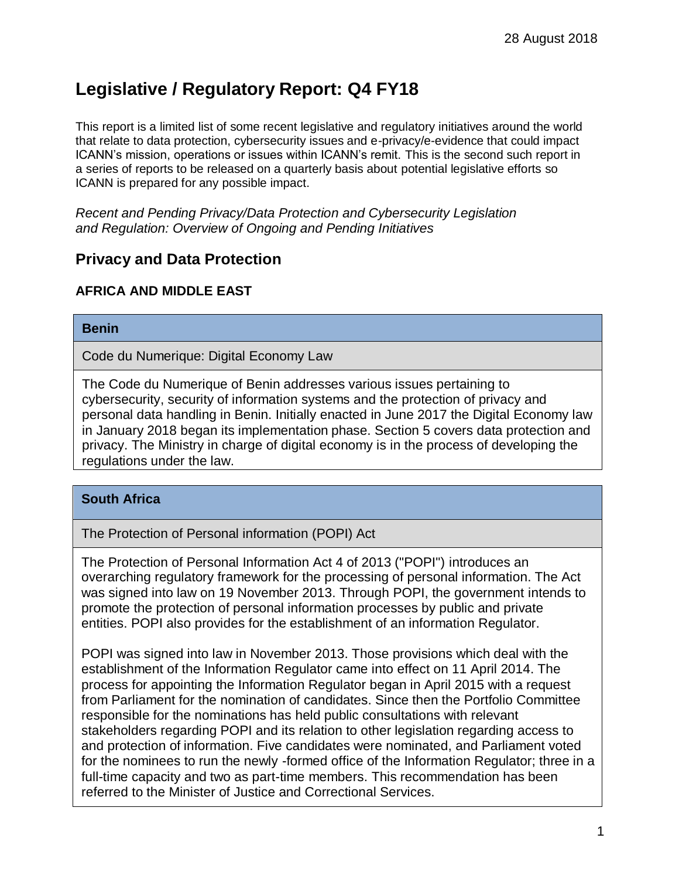28 August 2018

# Legislative / Regulatory Report: Q4 FY18

This report is a limited list of some recent legislative and regulatory initiatives around the world that relate to data protection, cybersecurity issues and e-privacy/e-evidence that could impact ICANN's mission, operations or issues within ICANN's remit. This is the second such report in a series of reports to be released on a quarterly basis about potential legislative efforts so ICANN is prepared for any possible impact.

*Recent and Pending Privacy/Data Protection and Cybersecurity Legislation and Regulation: Overview of Ongoing and Pending Initiatives*

## Privacy and Data Protection

### AFRICA AND MIDDLE EAST

| **Benin** |
|---|
| Code du Numerique: Digital Economy Law |
| The Code du Numerique of Benin addresses various issues pertaining to cybersecurity, security of information systems and the protection of privacy and personal data handling in Benin. Initially enacted in June 2017 the Digital Economy law in January 2018 began its implementation phase. Section 5 covers data protection and privacy. The Ministry in charge of digital economy is in the process of developing the regulations under the law. |

| **South Africa** |
|---|
| The Protection of Personal information (POPI) Act |
| The Protection of Personal Information Act 4 of 2013 ("POPI") introduces an overarching regulatory framework for the processing of personal information. The Act was signed into law on 19 November 2013. Through POPI, the government intends to promote the protection of personal information processes by public and private entities. POPI also provides for the establishment of an information Regulator.<br><br>POPI was signed into law in November 2013. Those provisions which deal with the establishment of the Information Regulator came into effect on 11 April 2014. The process for appointing the Information Regulator began in April 2015 with a request from Parliament for the nomination of candidates. Since then the Portfolio Committee responsible for the nominations has held public consultations with relevant stakeholders regarding POPI and its relation to other legislation regarding access to and protection of information. Five candidates were nominated, and Parliament voted for the nominees to run the newly -formed office of the Information Regulator; three in a full-time capacity and two as part-time members. This recommendation has been referred to the Minister of Justice and Correctional Services. |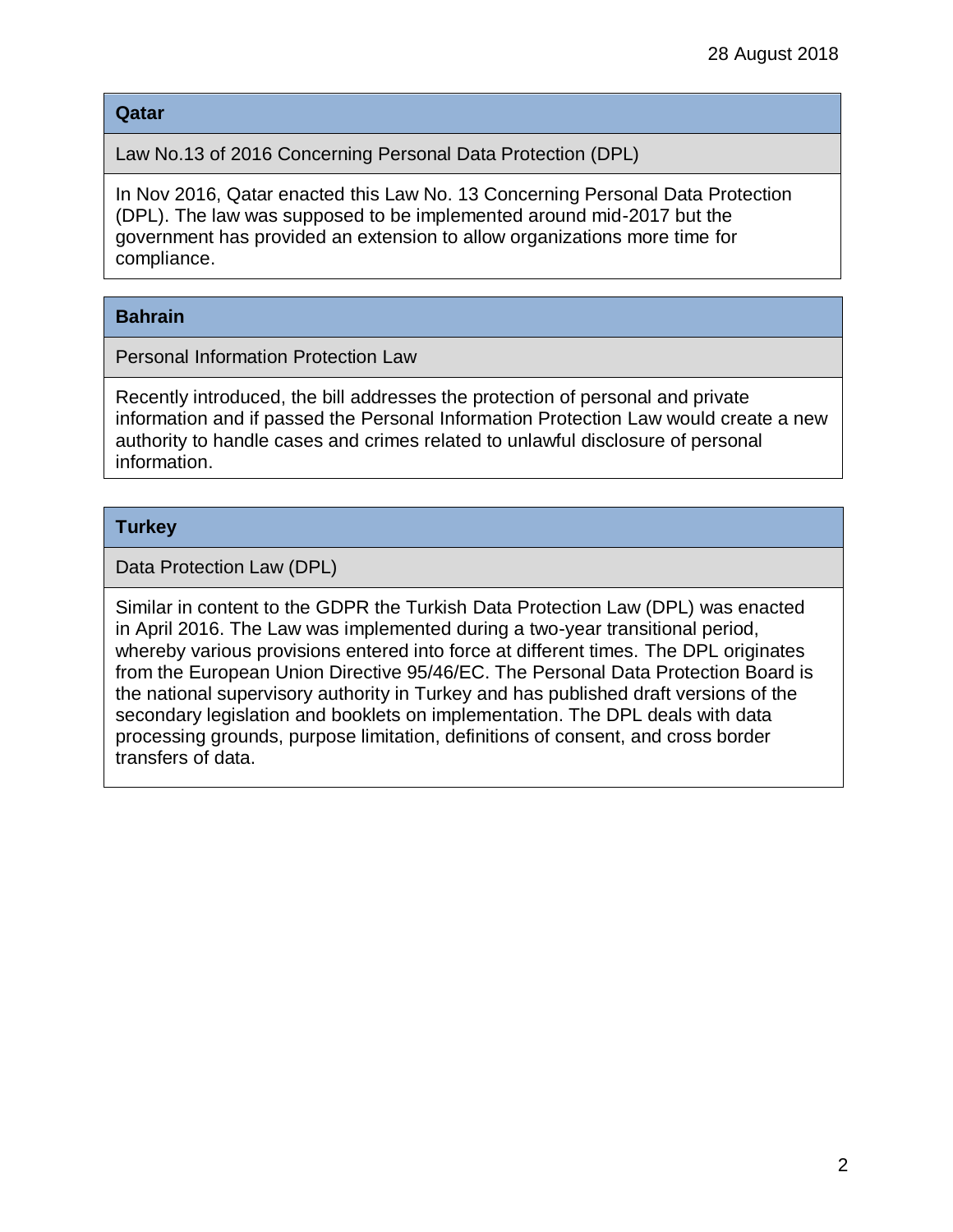## Qatar

**Law No.13 of 2016 Concerning Personal Data Protection (DPL)**

In Nov 2016, Qatar enacted this Law No. 13 Concerning Personal Data Protection (DPL). The law was supposed to be implemented around mid-2017 but the government has provided an extension to allow organizations more time for compliance.

## Bahrain

**Personal Information Protection Law**

Recently introduced, the bill addresses the protection of personal and private information and if passed the Personal Information Protection Law would create a new authority to handle cases and crimes related to unlawful disclosure of personal information.

## Turkey

**Data Protection Law (DPL)**

Similar in content to the GDPR the Turkish Data Protection Law (DPL) was enacted in April 2016. The Law was implemented during a two-year transitional period, whereby various provisions entered into force at different times. The DPL originates from the European Union Directive 95/46/EC. The Personal Data Protection Board is the national supervisory authority in Turkey and has published draft versions of the secondary legislation and booklets on implementation. The DPL deals with data processing grounds, purpose limitation, definitions of consent, and cross border transfers of data.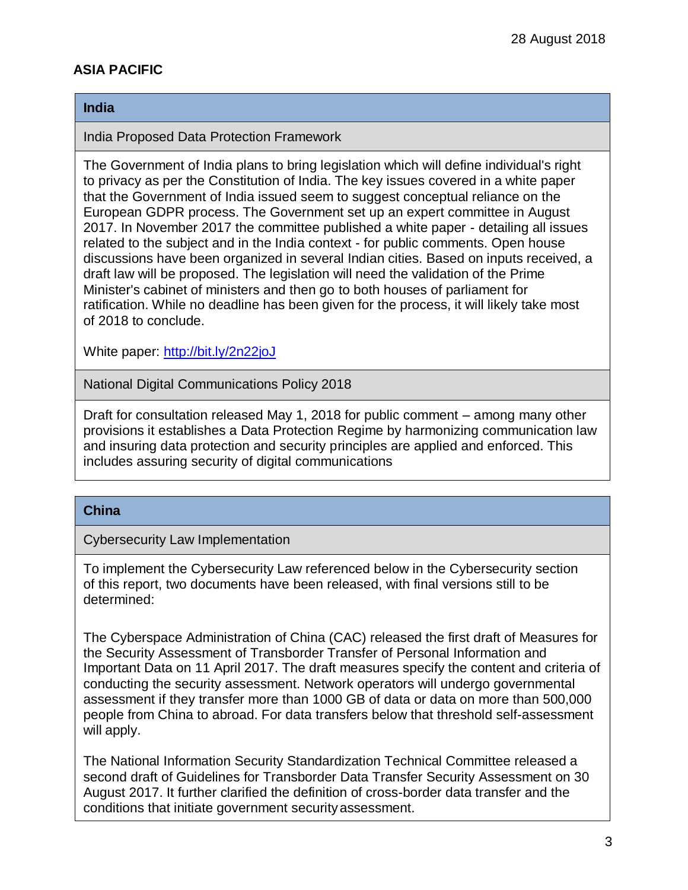## ASIA PACIFIC

### India

#### India Proposed Data Protection Framework

The Government of India plans to bring legislation which will define individual's right to privacy as per the Constitution of India. The key issues covered in a white paper that the Government of India issued seem to suggest conceptual reliance on the European GDPR process. The Government set up an expert committee in August 2017. In November 2017 the committee published a white paper - detailing all issues related to the subject and in the India context - for public comments. Open house discussions have been organized in several Indian cities. Based on inputs received, a draft law will be proposed. The legislation will need the validation of the Prime Minister's cabinet of ministers and then go to both houses of parliament for ratification. While no deadline has been given for the process, it will likely take most of 2018 to conclude.

White paper: [http://bit.ly/2n22joJ](http://bit.ly/2n22joJ)

#### National Digital Communications Policy 2018

Draft for consultation released May 1, 2018 for public comment – among many other provisions it establishes a Data Protection Regime by harmonizing communication law and insuring data protection and security principles are applied and enforced. This includes assuring security of digital communications

### China

#### Cybersecurity Law Implementation

To implement the Cybersecurity Law referenced below in the Cybersecurity section of this report, two documents have been released, with final versions still to be determined:

The Cyberspace Administration of China (CAC) released the first draft of Measures for the Security Assessment of Transborder Transfer of Personal Information and Important Data on 11 April 2017. The draft measures specify the content and criteria of conducting the security assessment. Network operators will undergo governmental assessment if they transfer more than 1000 GB of data or data on more than 500,000 people from China to abroad. For data transfers below that threshold self-assessment will apply.

The National Information Security Standardization Technical Committee released a second draft of Guidelines for Transborder Data Transfer Security Assessment on 30 August 2017. It further clarified the definition of cross-border data transfer and the conditions that initiate government security assessment.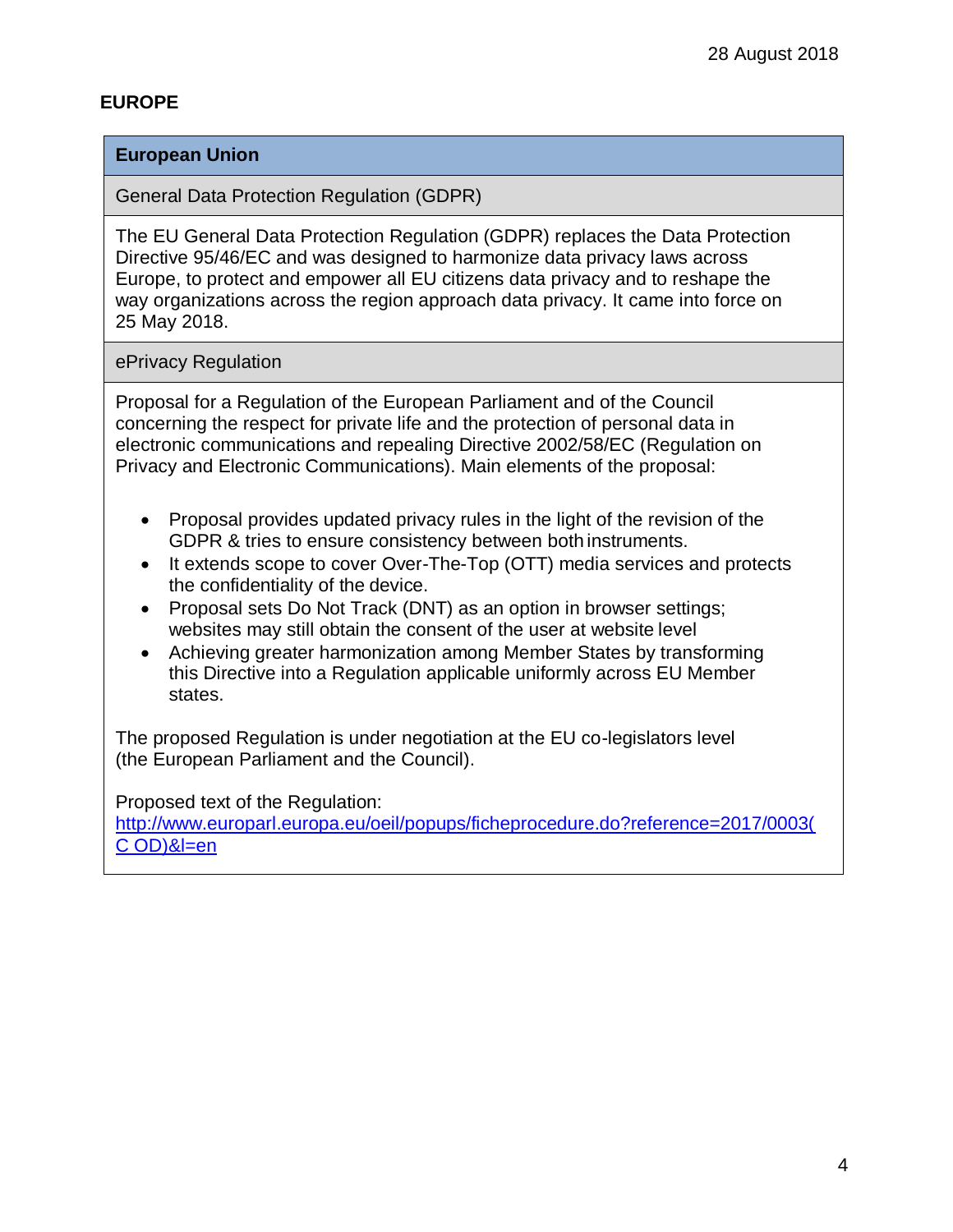28 August 2018

**EUROPE**

| **European Union** |
|---|
| General Data Protection Regulation (GDPR) |
| The EU General Data Protection Regulation (GDPR) replaces the Data Protection Directive 95/46/EC and was designed to harmonize data privacy laws across Europe, to protect and empower all EU citizens data privacy and to reshape the way organizations across the region approach data privacy. It came into force on 25 May 2018. |
| ePrivacy Regulation |
| Proposal for a Regulation of the European Parliament and of the Council concerning the respect for private life and the protection of personal data in electronic communications and repealing Directive 2002/58/EC (Regulation on Privacy and Electronic Communications). Main elements of the proposal:<br><br>• Proposal provides updated privacy rules in the light of the revision of the GDPR & tries to ensure consistency between both instruments.<br>• It extends scope to cover Over-The-Top (OTT) media services and protects the confidentiality of the device.<br>• Proposal sets Do Not Track (DNT) as an option in browser settings; websites may still obtain the consent of the user at website level<br>• Achieving greater harmonization among Member States by transforming this Directive into a Regulation applicable uniformly across EU Member states.<br><br>The proposed Regulation is under negotiation at the EU co-legislators level (the European Parliament and the Council).<br><br>Proposed text of the Regulation: http://www.europarl.europa.eu/oeil/popups/ficheprocedure.do?reference=2017/0003(C OD)&l=en |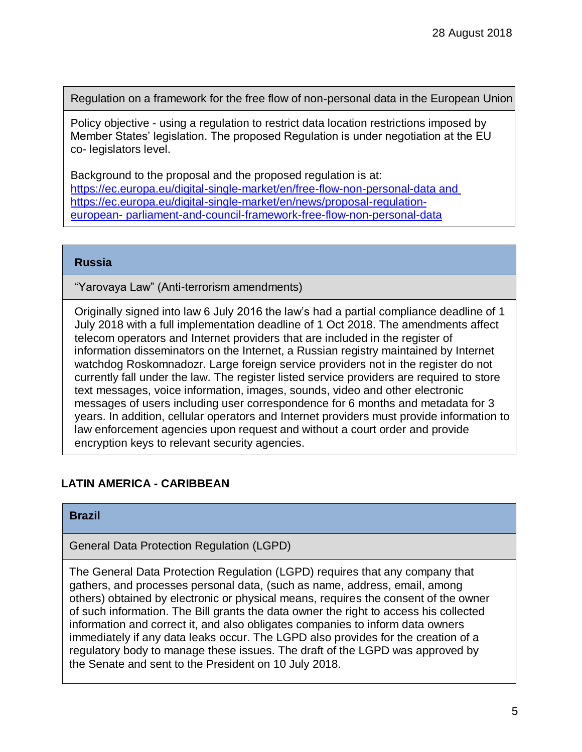Regulation on a framework for the free flow of non-personal data in the European Union

Policy objective - using a regulation to restrict data location restrictions imposed by Member States' legislation. The proposed Regulation is under negotiation at the EU co- legislators level.

Background to the proposal and the proposed regulation is at: https://ec.europa.eu/digital-single-market/en/free-flow-non-personal-data and https://ec.europa.eu/digital-single-market/en/news/proposal-regulation-european- parliament-and-council-framework-free-flow-non-personal-data

### Russia

"Yarovaya Law" (Anti-terrorism amendments)

Originally signed into law 6 July 2016 the law's had a partial compliance deadline of 1 July 2018 with a full implementation deadline of 1 Oct 2018. The amendments affect telecom operators and Internet providers that are included in the register of information disseminators on the Internet, a Russian registry maintained by Internet watchdog Roskomnadozr. Large foreign service providers not in the register do not currently fall under the law. The register listed service providers are required to store text messages, voice information, images, sounds, video and other electronic messages of users including user correspondence for 6 months and metadata for 3 years. In addition, cellular operators and Internet providers must provide information to law enforcement agencies upon request and without a court order and provide encryption keys to relevant security agencies.

## LATIN AMERICA - CARIBBEAN

### Brazil

General Data Protection Regulation (LGPD)

The General Data Protection Regulation (LGPD) requires that any company that gathers, and processes personal data, (such as name, address, email, among others) obtained by electronic or physical means, requires the consent of the owner of such information. The Bill grants the data owner the right to access his collected information and correct it, and also obligates companies to inform data owners immediately if any data leaks occur. The LGPD also provides for the creation of a regulatory body to manage these issues. The draft of the LGPD was approved by the Senate and sent to the President on 10 July 2018.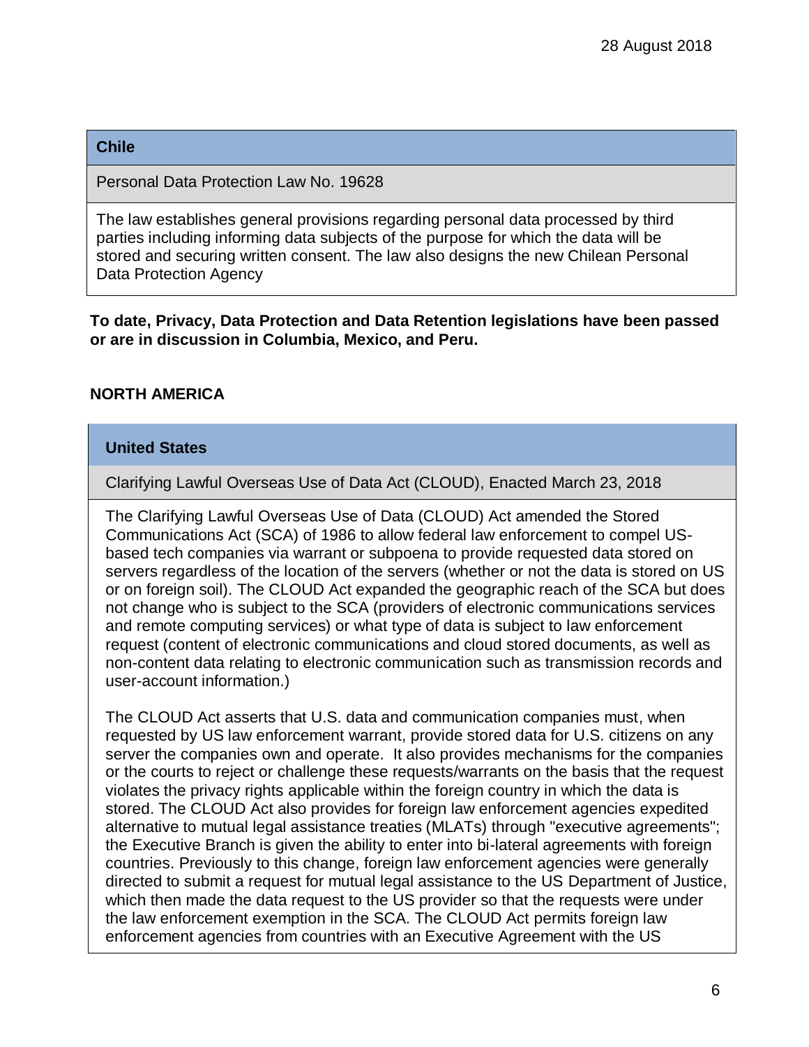28 August 2018

| Chile |
| --- |
| Personal Data Protection Law No. 19628 |
| The law establishes general provisions regarding personal data processed by third parties including informing data subjects of the purpose for which the data will be stored and securing written consent. The law also designs the new Chilean Personal Data Protection Agency |

**To date, Privacy, Data Protection and Data Retention legislations have been passed or are in discussion in Columbia, Mexico, and Peru.**

## NORTH AMERICA

| United States |
| --- |
| Clarifying Lawful Overseas Use of Data Act (CLOUD), Enacted March 23, 2018 |
| The Clarifying Lawful Overseas Use of Data (CLOUD) Act amended the Stored Communications Act (SCA) of 1986 to allow federal law enforcement to compel US-based tech companies via warrant or subpoena to provide requested data stored on servers regardless of the location of the servers (whether or not the data is stored on US or on foreign soil). The CLOUD Act expanded the geographic reach of the SCA but does not change who is subject to the SCA (providers of electronic communications services and remote computing services) or what type of data is subject to law enforcement request (content of electronic communications and cloud stored documents, as well as non-content data relating to electronic communication such as transmission records and user-account information.)<br><br>The CLOUD Act asserts that U.S. data and communication companies must, when requested by US law enforcement warrant, provide stored data for U.S. citizens on any server the companies own and operate. It also provides mechanisms for the companies or the courts to reject or challenge these requests/warrants on the basis that the request violates the privacy rights applicable within the foreign country in which the data is stored. The CLOUD Act also provides for foreign law enforcement agencies expedited alternative to mutual legal assistance treaties (MLATs) through "executive agreements"; the Executive Branch is given the ability to enter into bi-lateral agreements with foreign countries. Previously to this change, foreign law enforcement agencies were generally directed to submit a request for mutual legal assistance to the US Department of Justice, which then made the data request to the US provider so that the requests were under the law enforcement exemption in the SCA. The CLOUD Act permits foreign law enforcement agencies from countries with an Executive Agreement with the US |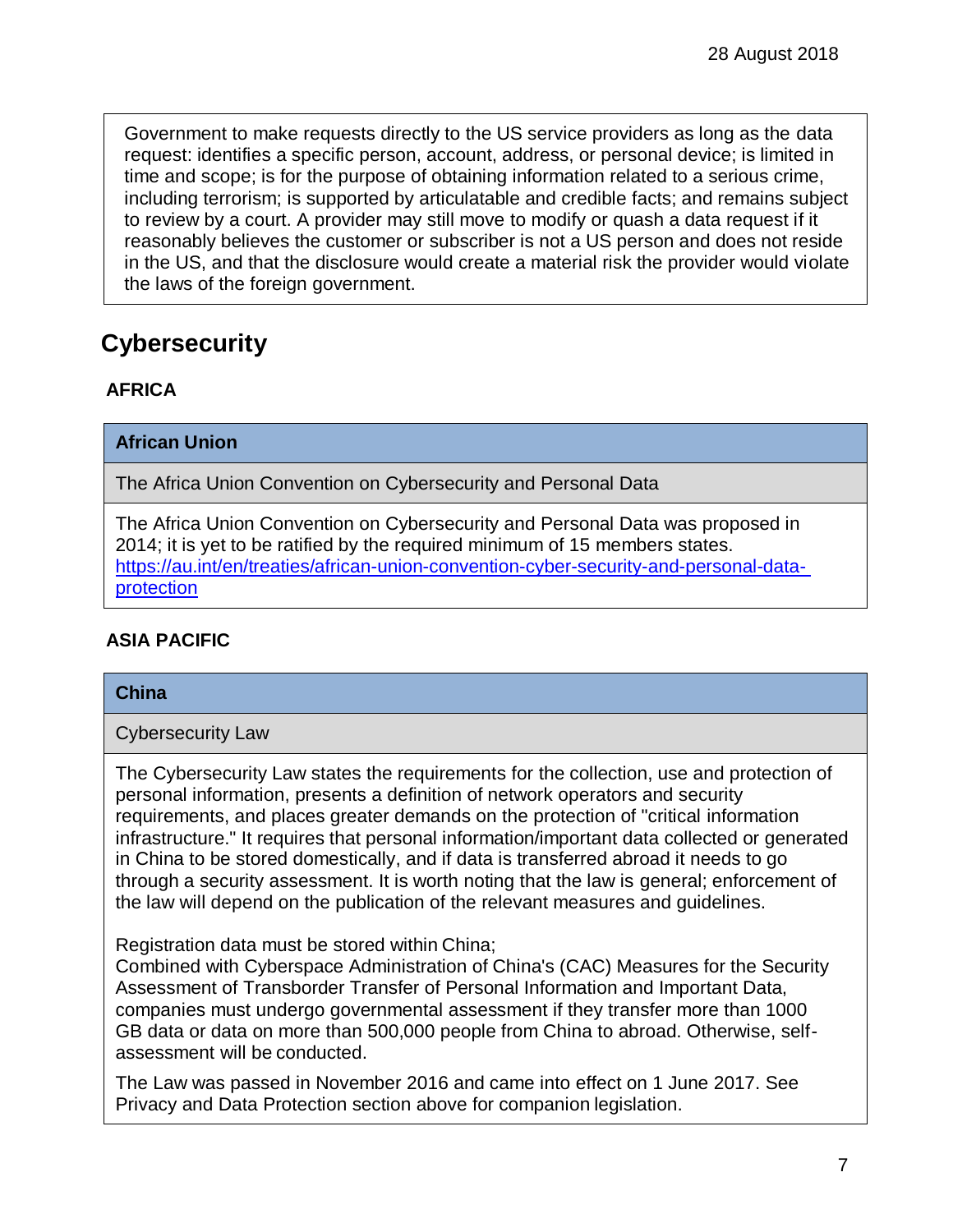Government to make requests directly to the US service providers as long as the data request: identifies a specific person, account, address, or personal device; is limited in time and scope; is for the purpose of obtaining information related to a serious crime, including terrorism; is supported by articulatable and credible facts; and remains subject to review by a court. A provider may still move to modify or quash a data request if it reasonably believes the customer or subscriber is not a US person and does not reside in the US, and that the disclosure would create a material risk the provider would violate the laws of the foreign government.

## Cybersecurity

### AFRICA

| **African Union** |
| --- |
| The Africa Union Convention on Cybersecurity and Personal Data |
| The Africa Union Convention on Cybersecurity and Personal Data was proposed in 2014; it is yet to be ratified by the required minimum of 15 members states. [https://au.int/en/treaties/african-union-convention-cyber-security-and-personal-data-protection](https://au.int/en/treaties/african-union-convention-cyber-security-and-personal-data-protection) |

### ASIA PACIFIC

| **China** |
| --- |
| Cybersecurity Law |
| The Cybersecurity Law states the requirements for the collection, use and protection of personal information, presents a definition of network operators and security requirements, and places greater demands on the protection of "critical information infrastructure." It requires that personal information/important data collected or generated in China to be stored domestically, and if data is transferred abroad it needs to go through a security assessment. It is worth noting that the law is general; enforcement of the law will depend on the publication of the relevant measures and guidelines.<br><br>Registration data must be stored within China;<br>Combined with Cyberspace Administration of China's (CAC) Measures for the Security Assessment of Transborder Transfer of Personal Information and Important Data, companies must undergo governmental assessment if they transfer more than 1000 GB data or data on more than 500,000 people from China to abroad. Otherwise, self-assessment will be conducted.<br><br>The Law was passed in November 2016 and came into effect on 1 June 2017. See Privacy and Data Protection section above for companion legislation. |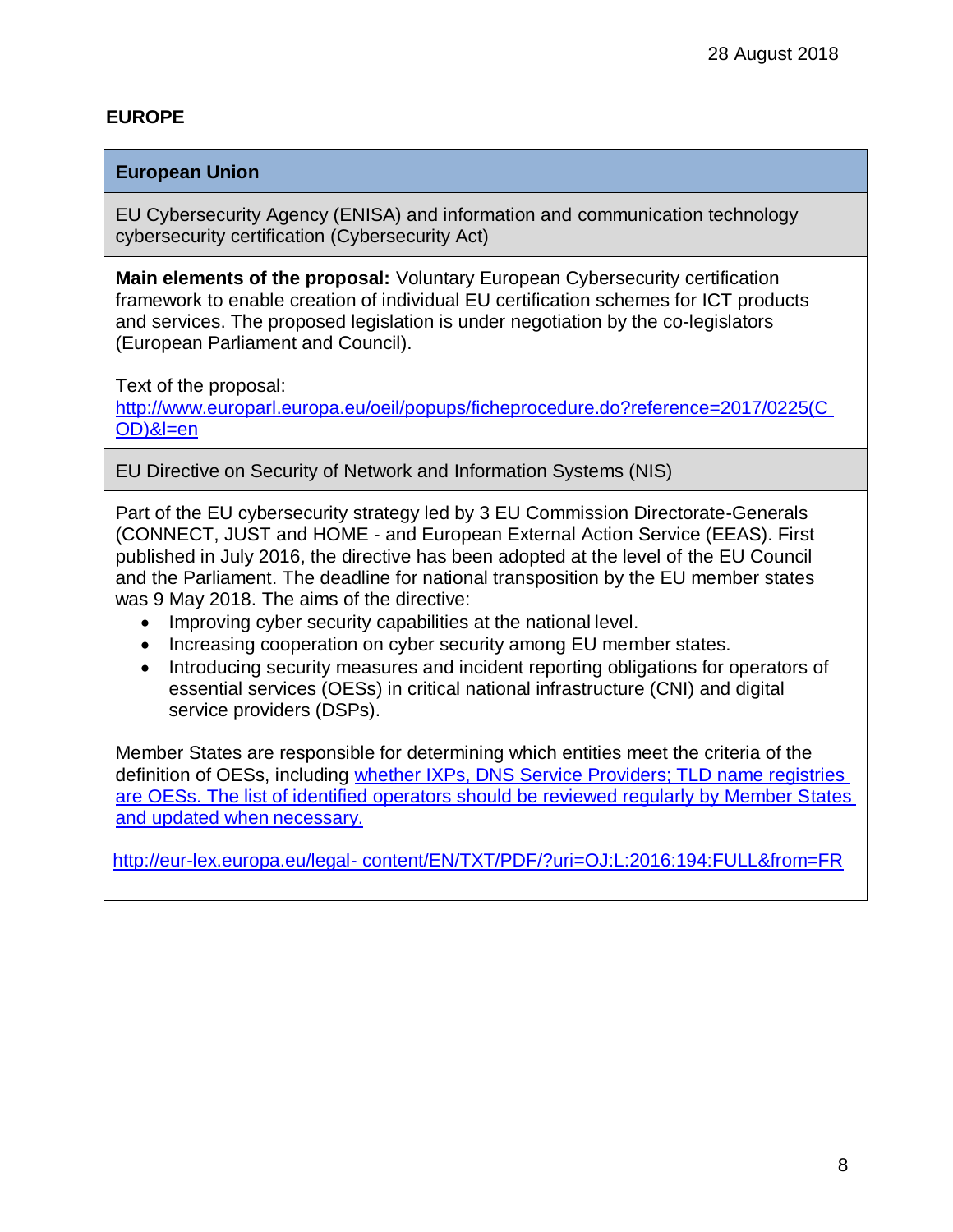28 August 2018

## EUROPE

| European Union |
|---|
| EU Cybersecurity Agency (ENISA) and information and communication technology cybersecurity certification (Cybersecurity Act) |
| **Main elements of the proposal:** Voluntary European Cybersecurity certification framework to enable creation of individual EU certification schemes for ICT products and services. The proposed legislation is under negotiation by the co-legislators (European Parliament and Council).<br><br>Text of the proposal:<br>[http://www.europarl.europa.eu/oeil/popups/ficheprocedure.do?reference=2017/0225(COD)&l=en](http://www.europarl.europa.eu/oeil/popups/ficheprocedure.do?reference=2017/0225(COD)&l=en) |
| EU Directive on Security of Network and Information Systems (NIS) |
| Part of the EU cybersecurity strategy led by 3 EU Commission Directorate-Generals (CONNECT, JUST and HOME - and European External Action Service (EEAS). First published in July 2016, the directive has been adopted at the level of the EU Council and the Parliament. The deadline for national transposition by the EU member states was 9 May 2018. The aims of the directive:<br>• Improving cyber security capabilities at the national level.<br>• Increasing cooperation on cyber security among EU member states.<br>• Introducing security measures and incident reporting obligations for operators of essential services (OESs) in critical national infrastructure (CNI) and digital service providers (DSPs).<br><br>Member States are responsible for determining which entities meet the criteria of the definition of OESs, including whether IXPs, DNS Service Providers; TLD name registries are OESs. The list of identified operators should be reviewed regularly by Member States and updated when necessary.<br><br>[http://eur-lex.europa.eu/legal- content/EN/TXT/PDF/?uri=OJ:L:2016:194:FULL&from=FR](http://eur-lex.europa.eu/legal-content/EN/TXT/PDF/?uri=OJ:L:2016:194:FULL&from=FR) |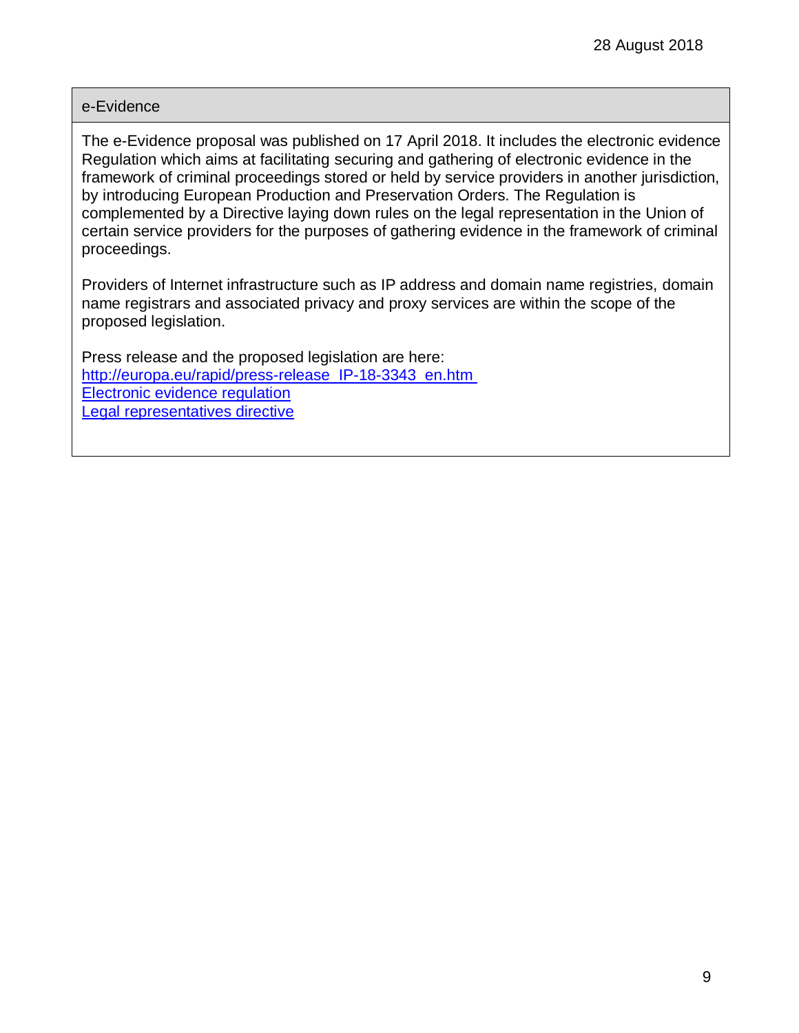28 August 2018

## e-Evidence

The e-Evidence proposal was published on 17 April 2018. It includes the electronic evidence Regulation which aims at facilitating securing and gathering of electronic evidence in the framework of criminal proceedings stored or held by service providers in another jurisdiction, by introducing European Production and Preservation Orders. The Regulation is complemented by a Directive laying down rules on the legal representation in the Union of certain service providers for the purposes of gathering evidence in the framework of criminal proceedings.

Providers of Internet infrastructure such as IP address and domain name registries, domain name registrars and associated privacy and proxy services are within the scope of the proposed legislation.

Press release and the proposed legislation are here:
http://europa.eu/rapid/press-release_IP-18-3343_en.htm
Electronic evidence regulation
Legal representatives directive